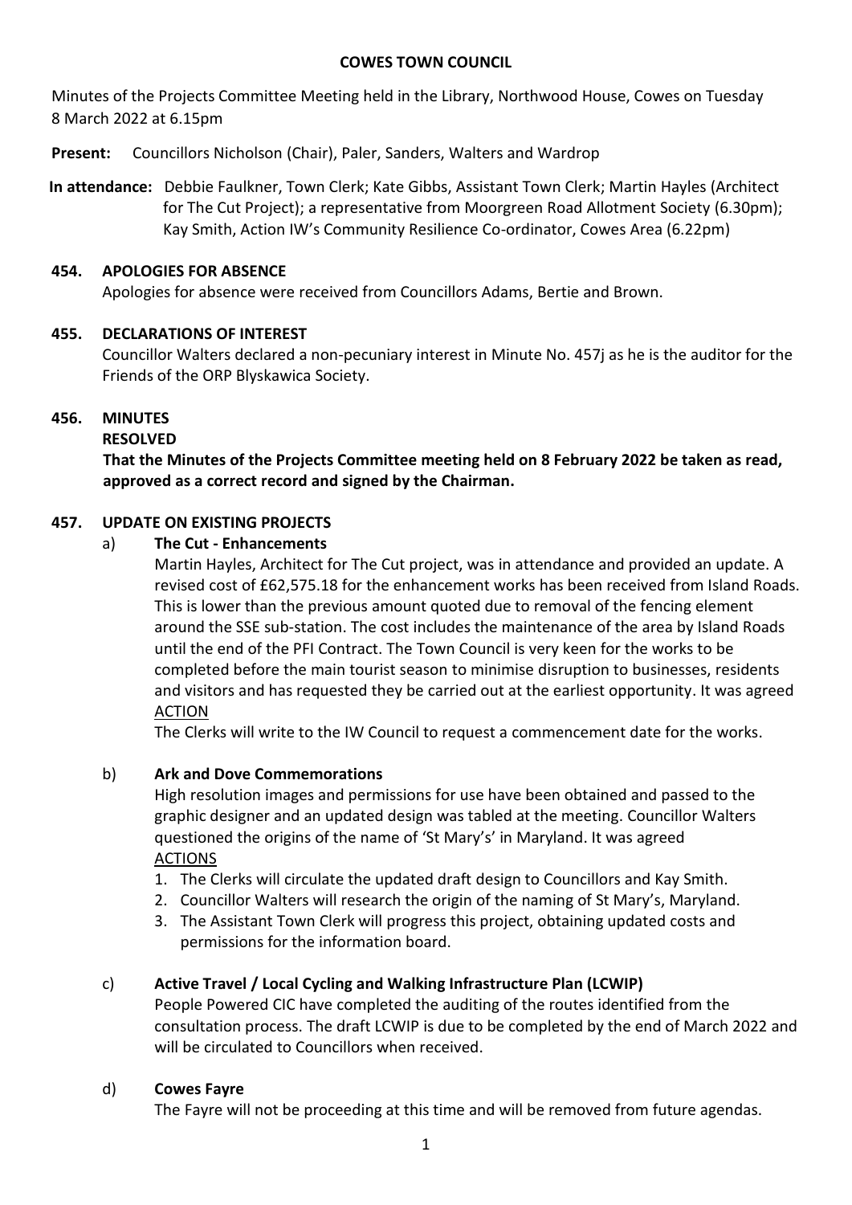# COWES TOWN COUNCIL

Minutes of the Projects Committee Meeting held in the Library, Northwood House, Cowes on Tuesday 8 March 2022 at 6.15pm

**Present:** Councillors Nicholson (Chair), Paler, Sanders, Walters and Wardrop

**In attendance:** Debbie Faulkner, Town Clerk; Kate Gibbs, Assistant Town Clerk; Martin Hayles (Architect for The Cut Project); a representative from Moorgreen Road Allotment Society (6.30pm); Kay Smith, Action IW's Community Resilience Co-ordinator, Cowes Area (6.22pm)

## 454. APOLOGIES FOR ABSENCE

Apologies for absence were received from Councillors Adams, Bertie and Brown.

## 455. DECLARATIONS OF INTEREST

Councillor Walters declared a non-pecuniary interest in Minute No. 457j as he is the auditor for the Friends of the ORP Blyskawica Society.

## 456. MINUTES

**RESOLVED**

**That the Minutes of the Projects Committee meeting held on 8 February 2022 be taken as read, approved as a correct record and signed by the Chairman.**

## 457. UPDATE ON EXISTING PROJECTS

a) **The Cut - Enhancements**

Martin Hayles, Architect for The Cut project, was in attendance and provided an update. A revised cost of £62,575.18 for the enhancement works has been received from Island Roads. This is lower than the previous amount quoted due to removal of the fencing element around the SSE sub-station. The cost includes the maintenance of the area by Island Roads until the end of the PFI Contract. The Town Council is very keen for the works to be completed before the main tourist season to minimise disruption to businesses, residents and visitors and has requested they be carried out at the earliest opportunity. It was agreed

<u>ACTION</u>

The Clerks will write to the IW Council to request a commencement date for the works.

b) **Ark and Dove Commemorations**

High resolution images and permissions for use have been obtained and passed to the graphic designer and an updated design was tabled at the meeting. Councillor Walters questioned the origins of the name of 'St Mary's' in Maryland. It was agreed

<u>ACTIONS</u>

1. The Clerks will circulate the updated draft design to Councillors and Kay Smith.
2. Councillor Walters will research the origin of the naming of St Mary's, Maryland.
3. The Assistant Town Clerk will progress this project, obtaining updated costs and permissions for the information board.

c) **Active Travel / Local Cycling and Walking Infrastructure Plan (LCWIP)**

People Powered CIC have completed the auditing of the routes identified from the consultation process. The draft LCWIP is due to be completed by the end of March 2022 and will be circulated to Councillors when received.

d) **Cowes Fayre**

The Fayre will not be proceeding at this time and will be removed from future agendas.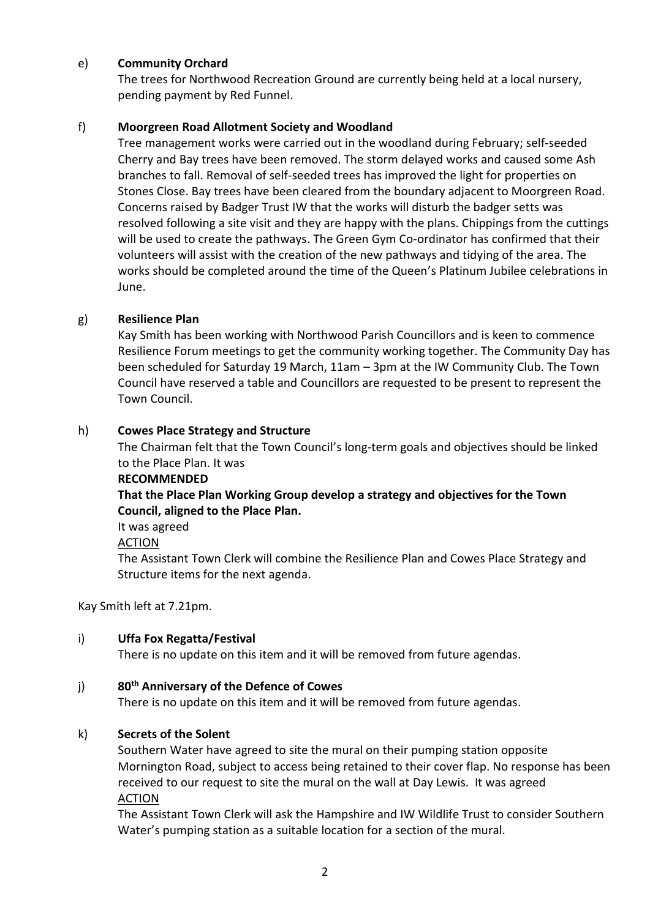e) **Community Orchard**

The trees for Northwood Recreation Ground are currently being held at a local nursery, pending payment by Red Funnel.

f) **Moorgreen Road Allotment Society and Woodland**

Tree management works were carried out in the woodland during February; self-seeded Cherry and Bay trees have been removed. The storm delayed works and caused some Ash branches to fall. Removal of self-seeded trees has improved the light for properties on Stones Close. Bay trees have been cleared from the boundary adjacent to Moorgreen Road. Concerns raised by Badger Trust IW that the works will disturb the badger setts was resolved following a site visit and they are happy with the plans. Chippings from the cuttings will be used to create the pathways. The Green Gym Co-ordinator has confirmed that their volunteers will assist with the creation of the new pathways and tidying of the area. The works should be completed around the time of the Queen's Platinum Jubilee celebrations in June.

g) **Resilience Plan**

Kay Smith has been working with Northwood Parish Councillors and is keen to commence Resilience Forum meetings to get the community working together. The Community Day has been scheduled for Saturday 19 March, 11am – 3pm at the IW Community Club. The Town Council have reserved a table and Councillors are requested to be present to represent the Town Council.

h) **Cowes Place Strategy and Structure**

The Chairman felt that the Town Council's long-term goals and objectives should be linked to the Place Plan. It was

**RECOMMENDED**

**That the Place Plan Working Group develop a strategy and objectives for the Town Council, aligned to the Place Plan.**

It was agreed

ACTION

The Assistant Town Clerk will combine the Resilience Plan and Cowes Place Strategy and Structure items for the next agenda.

Kay Smith left at 7.21pm.

i) **Uffa Fox Regatta/Festival**

There is no update on this item and it will be removed from future agendas.

j) **80th Anniversary of the Defence of Cowes**

There is no update on this item and it will be removed from future agendas.

k) **Secrets of the Solent**

Southern Water have agreed to site the mural on their pumping station opposite Mornington Road, subject to access being retained to their cover flap. No response has been received to our request to site the mural on the wall at Day Lewis. It was agreed

ACTION

The Assistant Town Clerk will ask the Hampshire and IW Wildlife Trust to consider Southern Water's pumping station as a suitable location for a section of the mural.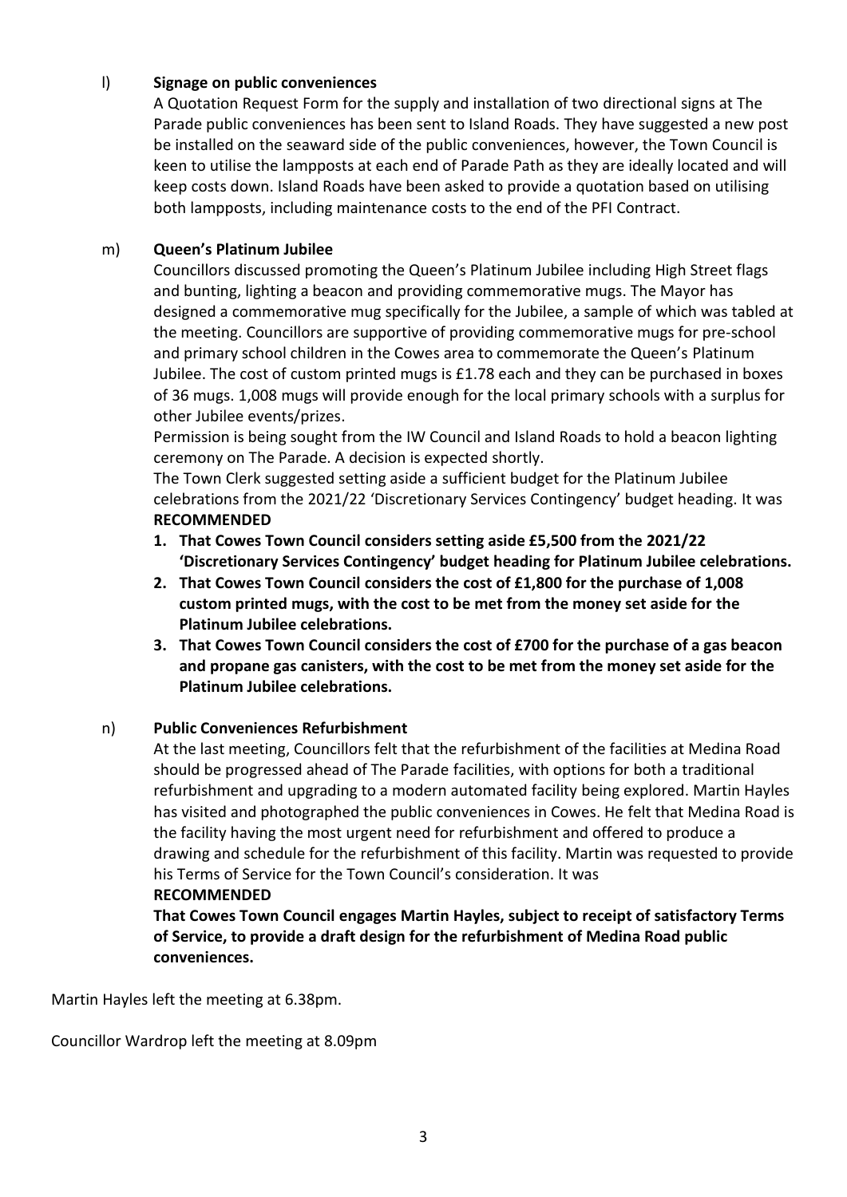l) **Signage on public conveniences**

A Quotation Request Form for the supply and installation of two directional signs at The Parade public conveniences has been sent to Island Roads. They have suggested a new post be installed on the seaward side of the public conveniences, however, the Town Council is keen to utilise the lampposts at each end of Parade Path as they are ideally located and will keep costs down. Island Roads have been asked to provide a quotation based on utilising both lampposts, including maintenance costs to the end of the PFI Contract.

m) **Queen's Platinum Jubilee**

Councillors discussed promoting the Queen's Platinum Jubilee including High Street flags and bunting, lighting a beacon and providing commemorative mugs. The Mayor has designed a commemorative mug specifically for the Jubilee, a sample of which was tabled at the meeting. Councillors are supportive of providing commemorative mugs for pre-school and primary school children in the Cowes area to commemorate the Queen's Platinum Jubilee. The cost of custom printed mugs is £1.78 each and they can be purchased in boxes of 36 mugs. 1,008 mugs will provide enough for the local primary schools with a surplus for other Jubilee events/prizes.

Permission is being sought from the IW Council and Island Roads to hold a beacon lighting ceremony on The Parade. A decision is expected shortly.

The Town Clerk suggested setting aside a sufficient budget for the Platinum Jubilee celebrations from the 2021/22 'Discretionary Services Contingency' budget heading. It was

**RECOMMENDED**

1. **That Cowes Town Council considers setting aside £5,500 from the 2021/22 'Discretionary Services Contingency' budget heading for Platinum Jubilee celebrations.**
2. **That Cowes Town Council considers the cost of £1,800 for the purchase of 1,008 custom printed mugs, with the cost to be met from the money set aside for the Platinum Jubilee celebrations.**
3. **That Cowes Town Council considers the cost of £700 for the purchase of a gas beacon and propane gas canisters, with the cost to be met from the money set aside for the Platinum Jubilee celebrations.**

n) **Public Conveniences Refurbishment**

At the last meeting, Councillors felt that the refurbishment of the facilities at Medina Road should be progressed ahead of The Parade facilities, with options for both a traditional refurbishment and upgrading to a modern automated facility being explored. Martin Hayles has visited and photographed the public conveniences in Cowes. He felt that Medina Road is the facility having the most urgent need for refurbishment and offered to produce a drawing and schedule for the refurbishment of this facility. Martin was requested to provide his Terms of Service for the Town Council's consideration. It was

**RECOMMENDED**

**That Cowes Town Council engages Martin Hayles, subject to receipt of satisfactory Terms of Service, to provide a draft design for the refurbishment of Medina Road public conveniences.**

Martin Hayles left the meeting at 6.38pm.

Councillor Wardrop left the meeting at 8.09pm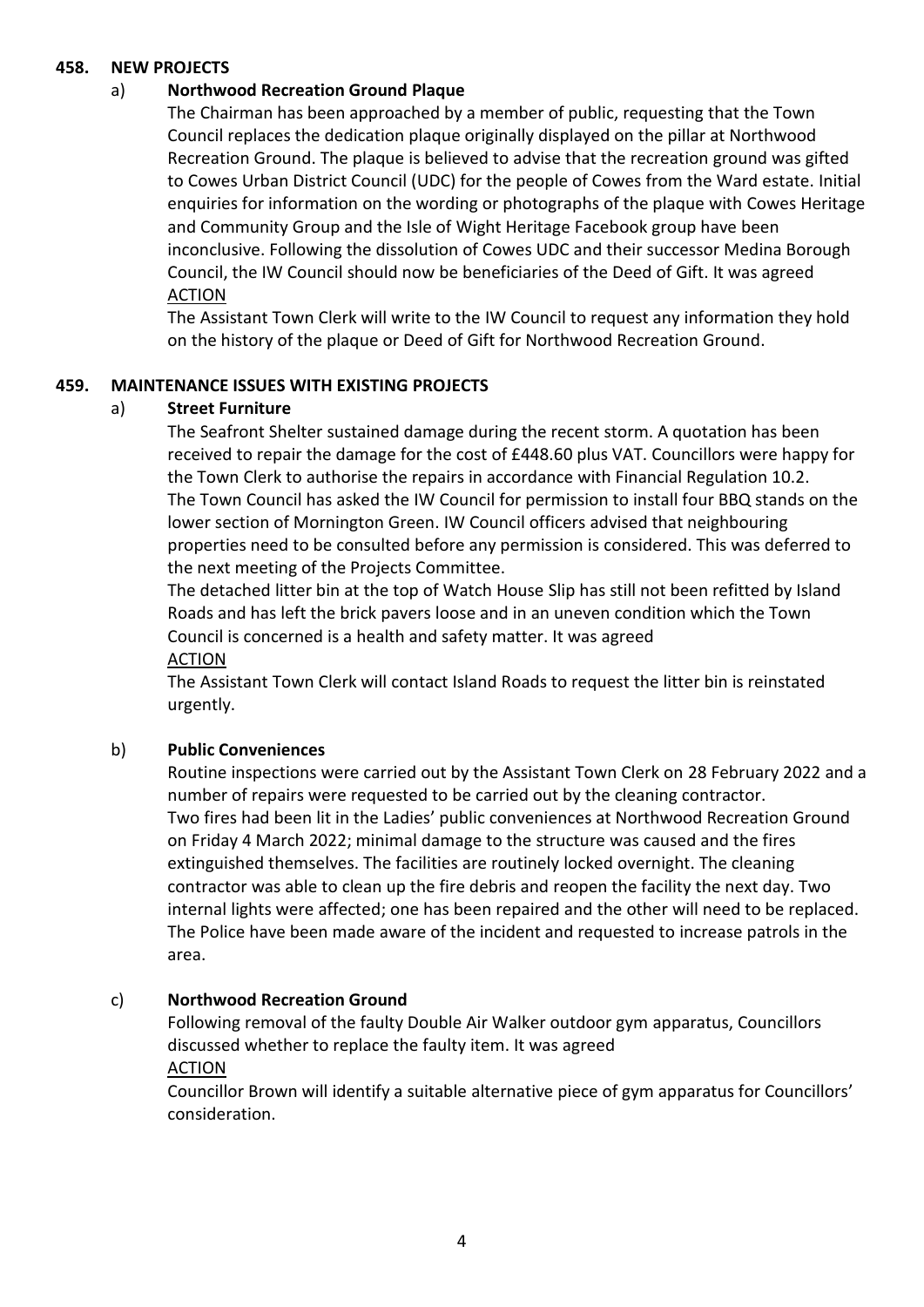## 458. NEW PROJECTS

### a) Northwood Recreation Ground Plaque

The Chairman has been approached by a member of public, requesting that the Town Council replaces the dedication plaque originally displayed on the pillar at Northwood Recreation Ground. The plaque is believed to advise that the recreation ground was gifted to Cowes Urban District Council (UDC) for the people of Cowes from the Ward estate. Initial enquiries for information on the wording or photographs of the plaque with Cowes Heritage and Community Group and the Isle of Wight Heritage Facebook group have been inconclusive. Following the dissolution of Cowes UDC and their successor Medina Borough Council, the IW Council should now be beneficiaries of the Deed of Gift. It was agreed

ACTION

The Assistant Town Clerk will write to the IW Council to request any information they hold on the history of the plaque or Deed of Gift for Northwood Recreation Ground.

## 459. MAINTENANCE ISSUES WITH EXISTING PROJECTS

### a) Street Furniture

The Seafront Shelter sustained damage during the recent storm. A quotation has been received to repair the damage for the cost of £448.60 plus VAT. Councillors were happy for the Town Clerk to authorise the repairs in accordance with Financial Regulation 10.2.

The Town Council has asked the IW Council for permission to install four BBQ stands on the lower section of Mornington Green. IW Council officers advised that neighbouring properties need to be consulted before any permission is considered. This was deferred to the next meeting of the Projects Committee.

The detached litter bin at the top of Watch House Slip has still not been refitted by Island Roads and has left the brick pavers loose and in an uneven condition which the Town Council is concerned is a health and safety matter. It was agreed

ACTION

The Assistant Town Clerk will contact Island Roads to request the litter bin is reinstated urgently.

### b) Public Conveniences

Routine inspections were carried out by the Assistant Town Clerk on 28 February 2022 and a number of repairs were requested to be carried out by the cleaning contractor.

Two fires had been lit in the Ladies' public conveniences at Northwood Recreation Ground on Friday 4 March 2022; minimal damage to the structure was caused and the fires extinguished themselves. The facilities are routinely locked overnight. The cleaning contractor was able to clean up the fire debris and reopen the facility the next day. Two internal lights were affected; one has been repaired and the other will need to be replaced. The Police have been made aware of the incident and requested to increase patrols in the area.

### c) Northwood Recreation Ground

Following removal of the faulty Double Air Walker outdoor gym apparatus, Councillors discussed whether to replace the faulty item. It was agreed

ACTION

Councillor Brown will identify a suitable alternative piece of gym apparatus for Councillors' consideration.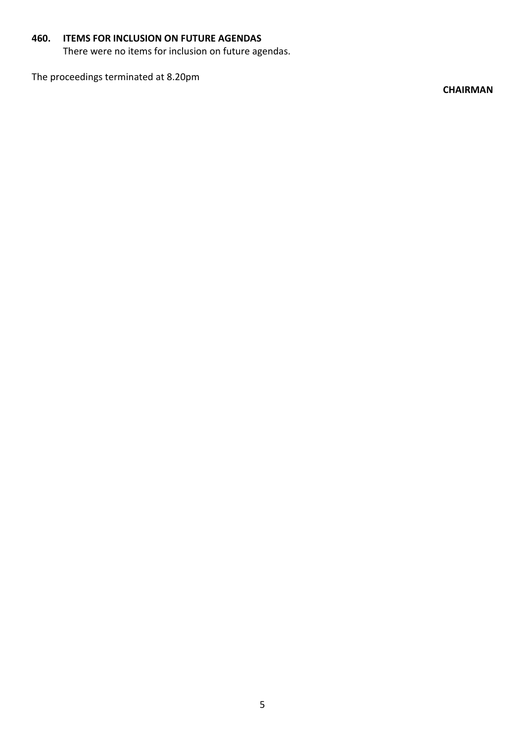**460. ITEMS FOR INCLUSION ON FUTURE AGENDAS**

There were no items for inclusion on future agendas.

The proceedings terminated at 8.20pm

**CHAIRMAN**